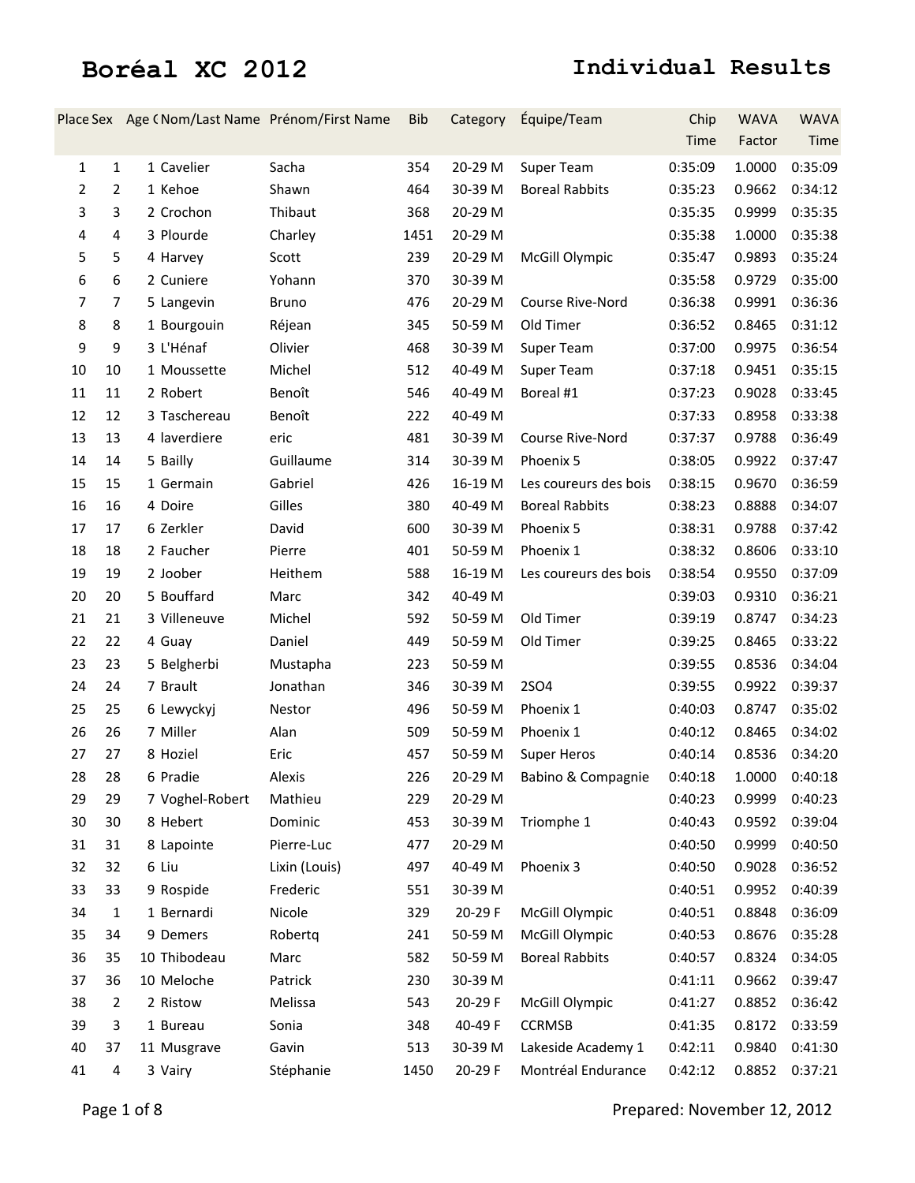# Boréal XC 2012

## Individual Results

| Place | Sex | Age C | Nom/Last Name | Prénom/First Name | Bib | Category | Équipe/Team | Chip Time | WAVA Factor | WAVA Time |
|---|---|---|---|---|---|---|---|---|---|---|
| 1 | 1 | 1 | Cavelier | Sacha | 354 | 20-29 M | Super Team | 0:35:09 | 1.0000 | 0:35:09 |
| 2 | 2 | 1 | Kehoe | Shawn | 464 | 30-39 M | Boreal Rabbits | 0:35:23 | 0.9662 | 0:34:12 |
| 3 | 3 | 2 | Crochon | Thibaut | 368 | 20-29 M | | 0:35:35 | 0.9999 | 0:35:35 |
| 4 | 4 | 3 | Plourde | Charley | 1451 | 20-29 M | | 0:35:38 | 1.0000 | 0:35:38 |
| 5 | 5 | 4 | Harvey | Scott | 239 | 20-29 M | McGill Olympic | 0:35:47 | 0.9893 | 0:35:24 |
| 6 | 6 | 2 | Cuniere | Yohann | 370 | 30-39 M | | 0:35:58 | 0.9729 | 0:35:00 |
| 7 | 7 | 5 | Langevin | Bruno | 476 | 20-29 M | Course Rive-Nord | 0:36:38 | 0.9991 | 0:36:36 |
| 8 | 8 | 1 | Bourgouin | Réjean | 345 | 50-59 M | Old Timer | 0:36:52 | 0.8465 | 0:31:12 |
| 9 | 9 | 3 | L'Hénaf | Olivier | 468 | 30-39 M | Super Team | 0:37:00 | 0.9975 | 0:36:54 |
| 10 | 10 | 1 | Moussette | Michel | 512 | 40-49 M | Super Team | 0:37:18 | 0.9451 | 0:35:15 |
| 11 | 11 | 2 | Robert | Benoît | 546 | 40-49 M | Boreal #1 | 0:37:23 | 0.9028 | 0:33:45 |
| 12 | 12 | 3 | Taschereau | Benoît | 222 | 40-49 M | | 0:37:33 | 0.8958 | 0:33:38 |
| 13 | 13 | 4 | laverdiere | eric | 481 | 30-39 M | Course Rive-Nord | 0:37:37 | 0.9788 | 0:36:49 |
| 14 | 14 | 5 | Bailly | Guillaume | 314 | 30-39 M | Phoenix 5 | 0:38:05 | 0.9922 | 0:37:47 |
| 15 | 15 | 1 | Germain | Gabriel | 426 | 16-19 M | Les coureurs des bois | 0:38:15 | 0.9670 | 0:36:59 |
| 16 | 16 | 4 | Doire | Gilles | 380 | 40-49 M | Boreal Rabbits | 0:38:23 | 0.8888 | 0:34:07 |
| 17 | 17 | 6 | Zerkler | David | 600 | 30-39 M | Phoenix 5 | 0:38:31 | 0.9788 | 0:37:42 |
| 18 | 18 | 2 | Faucher | Pierre | 401 | 50-59 M | Phoenix 1 | 0:38:32 | 0.8606 | 0:33:10 |
| 19 | 19 | 2 | Joober | Heithem | 588 | 16-19 M | Les coureurs des bois | 0:38:54 | 0.9550 | 0:37:09 |
| 20 | 20 | 5 | Bouffard | Marc | 342 | 40-49 M | | 0:39:03 | 0.9310 | 0:36:21 |
| 21 | 21 | 3 | Villeneuve | Michel | 592 | 50-59 M | Old Timer | 0:39:19 | 0.8747 | 0:34:23 |
| 22 | 22 | 4 | Guay | Daniel | 449 | 50-59 M | Old Timer | 0:39:25 | 0.8465 | 0:33:22 |
| 23 | 23 | 5 | Belgherbi | Mustapha | 223 | 50-59 M | | 0:39:55 | 0.8536 | 0:34:04 |
| 24 | 24 | 7 | Brault | Jonathan | 346 | 30-39 M | 2SO4 | 0:39:55 | 0.9922 | 0:39:37 |
| 25 | 25 | 6 | Lewyckyj | Nestor | 496 | 50-59 M | Phoenix 1 | 0:40:03 | 0.8747 | 0:35:02 |
| 26 | 26 | 7 | Miller | Alan | 509 | 50-59 M | Phoenix 1 | 0:40:12 | 0.8465 | 0:34:02 |
| 27 | 27 | 8 | Hoziel | Eric | 457 | 50-59 M | Super Heros | 0:40:14 | 0.8536 | 0:34:20 |
| 28 | 28 | 6 | Pradie | Alexis | 226 | 20-29 M | Babino & Compagnie | 0:40:18 | 1.0000 | 0:40:18 |
| 29 | 29 | 7 | Voghel-Robert | Mathieu | 229 | 20-29 M | | 0:40:23 | 0.9999 | 0:40:23 |
| 30 | 30 | 8 | Hebert | Dominic | 453 | 30-39 M | Triomphe 1 | 0:40:43 | 0.9592 | 0:39:04 |
| 31 | 31 | 8 | Lapointe | Pierre-Luc | 477 | 20-29 M | | 0:40:50 | 0.9999 | 0:40:50 |
| 32 | 32 | 6 | Liu | Lixin (Louis) | 497 | 40-49 M | Phoenix 3 | 0:40:50 | 0.9028 | 0:36:52 |
| 33 | 33 | 9 | Rospide | Frederic | 551 | 30-39 M | | 0:40:51 | 0.9952 | 0:40:39 |
| 34 | 1 | 1 | Bernardi | Nicole | 329 | 20-29 F | McGill Olympic | 0:40:51 | 0.8848 | 0:36:09 |
| 35 | 34 | 9 | Demers | Robertq | 241 | 50-59 M | McGill Olympic | 0:40:53 | 0.8676 | 0:35:28 |
| 36 | 35 | 10 | Thibodeau | Marc | 582 | 50-59 M | Boreal Rabbits | 0:40:57 | 0.8324 | 0:34:05 |
| 37 | 36 | 10 | Meloche | Patrick | 230 | 30-39 M | | 0:41:11 | 0.9662 | 0:39:47 |
| 38 | 2 | 2 | Ristow | Melissa | 543 | 20-29 F | McGill Olympic | 0:41:27 | 0.8852 | 0:36:42 |
| 39 | 3 | 1 | Bureau | Sonia | 348 | 40-49 F | CCRMSB | 0:41:35 | 0.8172 | 0:33:59 |
| 40 | 37 | 11 | Musgrave | Gavin | 513 | 30-39 M | Lakeside Academy 1 | 0:42:11 | 0.9840 | 0:41:30 |
| 41 | 4 | 3 | Vairy | Stéphanie | 1450 | 20-29 F | Montréal Endurance | 0:42:12 | 0.8852 | 0:37:21 |

Prepared: November 12, 2012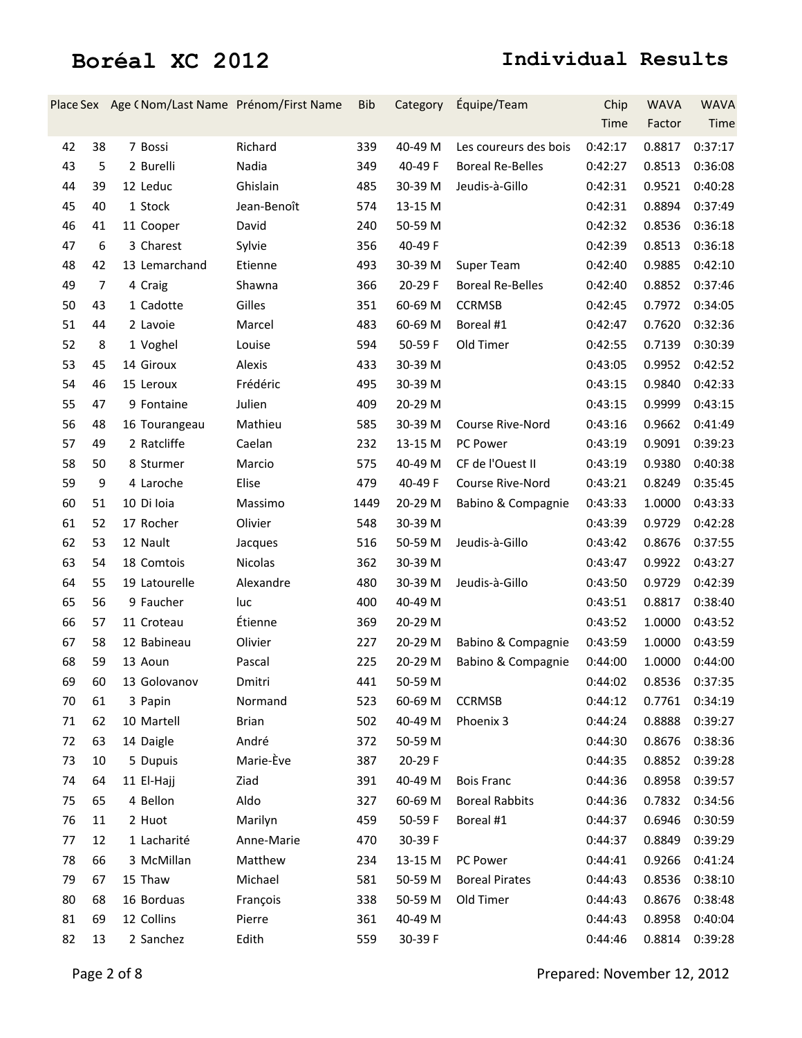# Boréal XC 2012

## Individual Results

| Place | Sex | Age C | Nom/Last Name | Prénom/First Name | Bib | Category | Équipe/Team | Chip Time | WAVA Factor | WAVA Time |
|---|---|---|---|---|---|---|---|---|---|---|
| 42 | 38 | 7 | Bossi | Richard | 339 | 40-49 M | Les coureurs des bois | 0:42:17 | 0.8817 | 0:37:17 |
| 43 | 5 | 2 | Burelli | Nadia | 349 | 40-49 F | Boreal Re-Belles | 0:42:27 | 0.8513 | 0:36:08 |
| 44 | 39 | 12 | Leduc | Ghislain | 485 | 30-39 M | Jeudis-à-Gillo | 0:42:31 | 0.9521 | 0:40:28 |
| 45 | 40 | 1 | Stock | Jean-Benoît | 574 | 13-15 M | | 0:42:31 | 0.8894 | 0:37:49 |
| 46 | 41 | 11 | Cooper | David | 240 | 50-59 M | | 0:42:32 | 0.8536 | 0:36:18 |
| 47 | 6 | 3 | Charest | Sylvie | 356 | 40-49 F | | 0:42:39 | 0.8513 | 0:36:18 |
| 48 | 42 | 13 | Lemarchand | Etienne | 493 | 30-39 M | Super Team | 0:42:40 | 0.9885 | 0:42:10 |
| 49 | 7 | 4 | Craig | Shawna | 366 | 20-29 F | Boreal Re-Belles | 0:42:40 | 0.8852 | 0:37:46 |
| 50 | 43 | 1 | Cadotte | Gilles | 351 | 60-69 M | CCRMSB | 0:42:45 | 0.7972 | 0:34:05 |
| 51 | 44 | 2 | Lavoie | Marcel | 483 | 60-69 M | Boreal #1 | 0:42:47 | 0.7620 | 0:32:36 |
| 52 | 8 | 1 | Voghel | Louise | 594 | 50-59 F | Old Timer | 0:42:55 | 0.7139 | 0:30:39 |
| 53 | 45 | 14 | Giroux | Alexis | 433 | 30-39 M | | 0:43:05 | 0.9952 | 0:42:52 |
| 54 | 46 | 15 | Leroux | Frédéric | 495 | 30-39 M | | 0:43:15 | 0.9840 | 0:42:33 |
| 55 | 47 | 9 | Fontaine | Julien | 409 | 20-29 M | | 0:43:15 | 0.9999 | 0:43:15 |
| 56 | 48 | 16 | Tourangeau | Mathieu | 585 | 30-39 M | Course Rive-Nord | 0:43:16 | 0.9662 | 0:41:49 |
| 57 | 49 | 2 | Ratcliffe | Caelan | 232 | 13-15 M | PC Power | 0:43:19 | 0.9091 | 0:39:23 |
| 58 | 50 | 8 | Sturmer | Marcio | 575 | 40-49 M | CF de l'Ouest II | 0:43:19 | 0.9380 | 0:40:38 |
| 59 | 9 | 4 | Laroche | Elise | 479 | 40-49 F | Course Rive-Nord | 0:43:21 | 0.8249 | 0:35:45 |
| 60 | 51 | 10 | Di Ioia | Massimo | 1449 | 20-29 M | Babino & Compagnie | 0:43:33 | 1.0000 | 0:43:33 |
| 61 | 52 | 17 | Rocher | Olivier | 548 | 30-39 M | | 0:43:39 | 0.9729 | 0:42:28 |
| 62 | 53 | 12 | Nault | Jacques | 516 | 50-59 M | Jeudis-à-Gillo | 0:43:42 | 0.8676 | 0:37:55 |
| 63 | 54 | 18 | Comtois | Nicolas | 362 | 30-39 M | | 0:43:47 | 0.9922 | 0:43:27 |
| 64 | 55 | 19 | Latourelle | Alexandre | 480 | 30-39 M | Jeudis-à-Gillo | 0:43:50 | 0.9729 | 0:42:39 |
| 65 | 56 | 9 | Faucher | luc | 400 | 40-49 M | | 0:43:51 | 0.8817 | 0:38:40 |
| 66 | 57 | 11 | Croteau | Étienne | 369 | 20-29 M | | 0:43:52 | 1.0000 | 0:43:52 |
| 67 | 58 | 12 | Babineau | Olivier | 227 | 20-29 M | Babino & Compagnie | 0:43:59 | 1.0000 | 0:43:59 |
| 68 | 59 | 13 | Aoun | Pascal | 225 | 20-29 M | Babino & Compagnie | 0:44:00 | 1.0000 | 0:44:00 |
| 69 | 60 | 13 | Golovanov | Dmitri | 441 | 50-59 M | | 0:44:02 | 0.8536 | 0:37:35 |
| 70 | 61 | 3 | Papin | Normand | 523 | 60-69 M | CCRMSB | 0:44:12 | 0.7761 | 0:34:19 |
| 71 | 62 | 10 | Martell | Brian | 502 | 40-49 M | Phoenix 3 | 0:44:24 | 0.8888 | 0:39:27 |
| 72 | 63 | 14 | Daigle | André | 372 | 50-59 M | | 0:44:30 | 0.8676 | 0:38:36 |
| 73 | 10 | 5 | Dupuis | Marie-Ève | 387 | 20-29 F | | 0:44:35 | 0.8852 | 0:39:28 |
| 74 | 64 | 11 | El-Hajj | Ziad | 391 | 40-49 M | Bois Franc | 0:44:36 | 0.8958 | 0:39:57 |
| 75 | 65 | 4 | Bellon | Aldo | 327 | 60-69 M | Boreal Rabbits | 0:44:36 | 0.7832 | 0:34:56 |
| 76 | 11 | 2 | Huot | Marilyn | 459 | 50-59 F | Boreal #1 | 0:44:37 | 0.6946 | 0:30:59 |
| 77 | 12 | 1 | Lacharité | Anne-Marie | 470 | 30-39 F | | 0:44:37 | 0.8849 | 0:39:29 |
| 78 | 66 | 3 | McMillan | Matthew | 234 | 13-15 M | PC Power | 0:44:41 | 0.9266 | 0:41:24 |
| 79 | 67 | 15 | Thaw | Michael | 581 | 50-59 M | Boreal Pirates | 0:44:43 | 0.8536 | 0:38:10 |
| 80 | 68 | 16 | Borduas | François | 338 | 50-59 M | Old Timer | 0:44:43 | 0.8676 | 0:38:48 |
| 81 | 69 | 12 | Collins | Pierre | 361 | 40-49 M | | 0:44:43 | 0.8958 | 0:40:04 |
| 82 | 13 | 2 | Sanchez | Edith | 559 | 30-39 F | | 0:44:46 | 0.8814 | 0:39:28 |

Prepared: November 12, 2012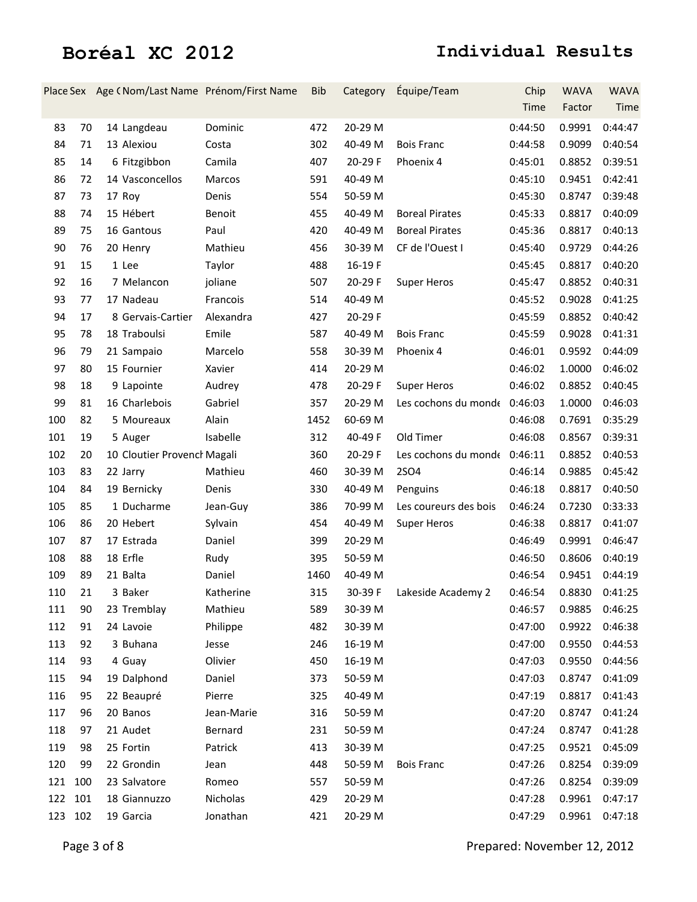# Boréal XC 2012

## Individual Results

| Place | Sex | Age ( | Nom/Last Name | Prénom/First Name | Bib | Category | Équipe/Team | Chip Time | WAVA Factor | WAVA Time |
|---|---|---|---|---|---|---|---|---|---|---|
| 83 | 70 | 14 | Langdeau | Dominic | 472 | 20-29 M | | 0:44:50 | 0.9991 | 0:44:47 |
| 84 | 71 | 13 | Alexiou | Costa | 302 | 40-49 M | Bois Franc | 0:44:58 | 0.9099 | 0:40:54 |
| 85 | 14 | 6 | Fitzgibbon | Camila | 407 | 20-29 F | Phoenix 4 | 0:45:01 | 0.8852 | 0:39:51 |
| 86 | 72 | 14 | Vasconcellos | Marcos | 591 | 40-49 M | | 0:45:10 | 0.9451 | 0:42:41 |
| 87 | 73 | 17 | Roy | Denis | 554 | 50-59 M | | 0:45:30 | 0.8747 | 0:39:48 |
| 88 | 74 | 15 | Hébert | Benoit | 455 | 40-49 M | Boreal Pirates | 0:45:33 | 0.8817 | 0:40:09 |
| 89 | 75 | 16 | Gantous | Paul | 420 | 40-49 M | Boreal Pirates | 0:45:36 | 0.8817 | 0:40:13 |
| 90 | 76 | 20 | Henry | Mathieu | 456 | 30-39 M | CF de l'Ouest I | 0:45:40 | 0.9729 | 0:44:26 |
| 91 | 15 | 1 | Lee | Taylor | 488 | 16-19 F | | 0:45:45 | 0.8817 | 0:40:20 |
| 92 | 16 | 7 | Melancon | joliane | 507 | 20-29 F | Super Heros | 0:45:47 | 0.8852 | 0:40:31 |
| 93 | 77 | 17 | Nadeau | Francois | 514 | 40-49 M | | 0:45:52 | 0.9028 | 0:41:25 |
| 94 | 17 | 8 | Gervais-Cartier | Alexandra | 427 | 20-29 F | | 0:45:59 | 0.8852 | 0:40:42 |
| 95 | 78 | 18 | Traboulsi | Emile | 587 | 40-49 M | Bois Franc | 0:45:59 | 0.9028 | 0:41:31 |
| 96 | 79 | 21 | Sampaio | Marcelo | 558 | 30-39 M | Phoenix 4 | 0:46:01 | 0.9592 | 0:44:09 |
| 97 | 80 | 15 | Fournier | Xavier | 414 | 20-29 M | | 0:46:02 | 1.0000 | 0:46:02 |
| 98 | 18 | 9 | Lapointe | Audrey | 478 | 20-29 F | Super Heros | 0:46:02 | 0.8852 | 0:40:45 |
| 99 | 81 | 16 | Charlebois | Gabriel | 357 | 20-29 M | Les cochons du monde | 0:46:03 | 1.0000 | 0:46:03 |
| 100 | 82 | 5 | Moureaux | Alain | 1452 | 60-69 M | | 0:46:08 | 0.7691 | 0:35:29 |
| 101 | 19 | 5 | Auger | Isabelle | 312 | 40-49 F | Old Timer | 0:46:08 | 0.8567 | 0:39:31 |
| 102 | 20 | 10 | Cloutier Provench | Magali | 360 | 20-29 F | Les cochons du monde | 0:46:11 | 0.8852 | 0:40:53 |
| 103 | 83 | 22 | Jarry | Mathieu | 460 | 30-39 M | 2SO4 | 0:46:14 | 0.9885 | 0:45:42 |
| 104 | 84 | 19 | Bernicky | Denis | 330 | 40-49 M | Penguins | 0:46:18 | 0.8817 | 0:40:50 |
| 105 | 85 | 1 | Ducharme | Jean-Guy | 386 | 70-99 M | Les coureurs des bois | 0:46:24 | 0.7230 | 0:33:33 |
| 106 | 86 | 20 | Hebert | Sylvain | 454 | 40-49 M | Super Heros | 0:46:38 | 0.8817 | 0:41:07 |
| 107 | 87 | 17 | Estrada | Daniel | 399 | 20-29 M | | 0:46:49 | 0.9991 | 0:46:47 |
| 108 | 88 | 18 | Erfle | Rudy | 395 | 50-59 M | | 0:46:50 | 0.8606 | 0:40:19 |
| 109 | 89 | 21 | Balta | Daniel | 1460 | 40-49 M | | 0:46:54 | 0.9451 | 0:44:19 |
| 110 | 21 | 3 | Baker | Katherine | 315 | 30-39 F | Lakeside Academy 2 | 0:46:54 | 0.8830 | 0:41:25 |
| 111 | 90 | 23 | Tremblay | Mathieu | 589 | 30-39 M | | 0:46:57 | 0.9885 | 0:46:25 |
| 112 | 91 | 24 | Lavoie | Philippe | 482 | 30-39 M | | 0:47:00 | 0.9922 | 0:46:38 |
| 113 | 92 | 3 | Buhana | Jesse | 246 | 16-19 M | | 0:47:00 | 0.9550 | 0:44:53 |
| 114 | 93 | 4 | Guay | Olivier | 450 | 16-19 M | | 0:47:03 | 0.9550 | 0:44:56 |
| 115 | 94 | 19 | Dalphond | Daniel | 373 | 50-59 M | | 0:47:03 | 0.8747 | 0:41:09 |
| 116 | 95 | 22 | Beaupré | Pierre | 325 | 40-49 M | | 0:47:19 | 0.8817 | 0:41:43 |
| 117 | 96 | 20 | Banos | Jean-Marie | 316 | 50-59 M | | 0:47:20 | 0.8747 | 0:41:24 |
| 118 | 97 | 21 | Audet | Bernard | 231 | 50-59 M | | 0:47:24 | 0.8747 | 0:41:28 |
| 119 | 98 | 25 | Fortin | Patrick | 413 | 30-39 M | | 0:47:25 | 0.9521 | 0:45:09 |
| 120 | 99 | 22 | Grondin | Jean | 448 | 50-59 M | Bois Franc | 0:47:26 | 0.8254 | 0:39:09 |
| 121 | 100 | 23 | Salvatore | Romeo | 557 | 50-59 M | | 0:47:26 | 0.8254 | 0:39:09 |
| 122 | 101 | 18 | Giannuzzo | Nicholas | 429 | 20-29 M | | 0:47:28 | 0.9961 | 0:47:17 |
| 123 | 102 | 19 | Garcia | Jonathan | 421 | 20-29 M | | 0:47:29 | 0.9961 | 0:47:18 |

Prepared: November 12, 2012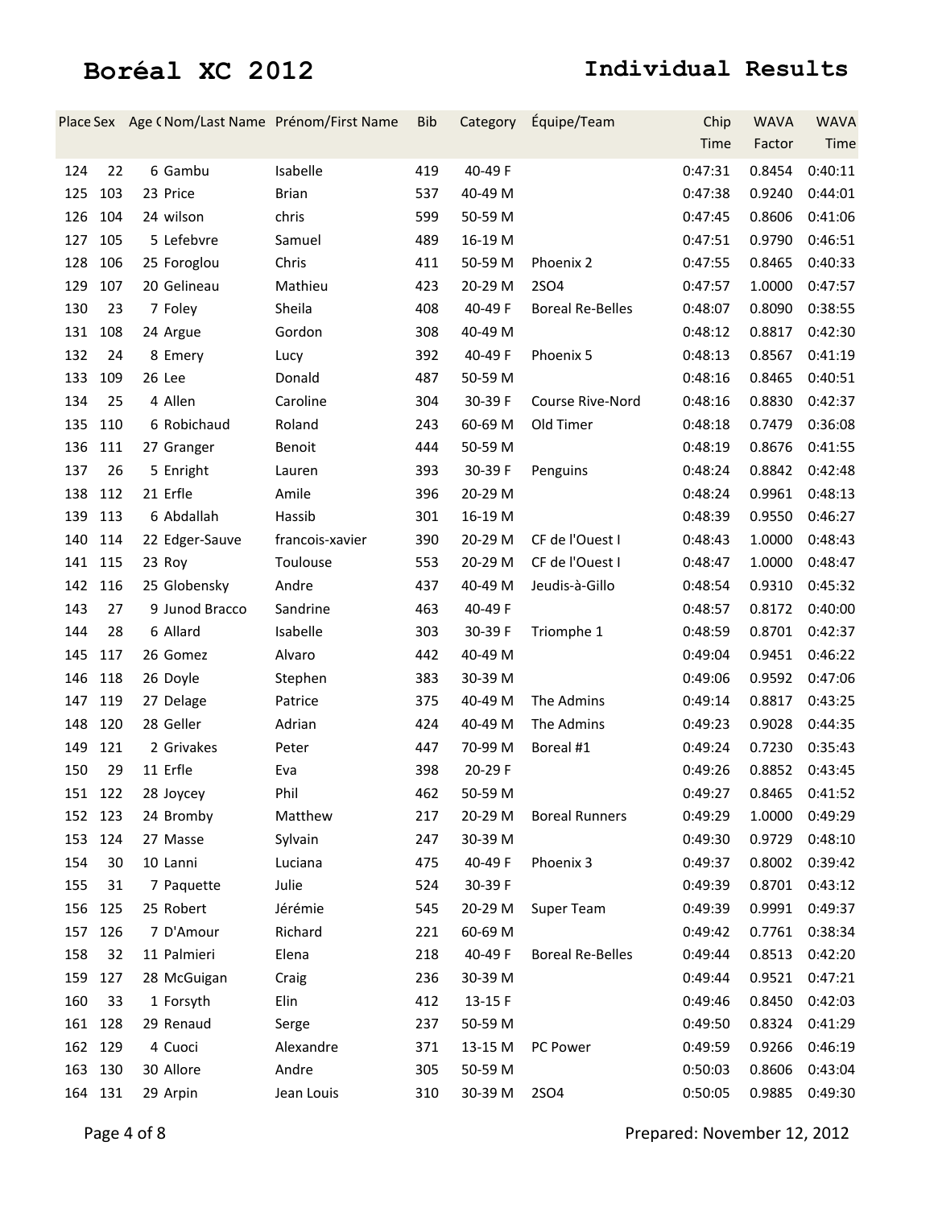# Boréal XC 2012

## Individual Results

| Place | Sex | Age ( | Nom/Last Name | Prénom/First Name | Bib | Category | Équipe/Team | Chip Time | WAVA Factor | WAVA Time |
|---|---|---|---|---|---|---|---|---|---|---|
| 124 | 22 | 6 | Gambu | Isabelle | 419 | 40-49 F | | 0:47:31 | 0.8454 | 0:40:11 |
| 125 | 103 | 23 | Price | Brian | 537 | 40-49 M | | 0:47:38 | 0.9240 | 0:44:01 |
| 126 | 104 | 24 | wilson | chris | 599 | 50-59 M | | 0:47:45 | 0.8606 | 0:41:06 |
| 127 | 105 | 5 | Lefebvre | Samuel | 489 | 16-19 M | | 0:47:51 | 0.9790 | 0:46:51 |
| 128 | 106 | 25 | Foroglou | Chris | 411 | 50-59 M | Phoenix 2 | 0:47:55 | 0.8465 | 0:40:33 |
| 129 | 107 | 20 | Gelineau | Mathieu | 423 | 20-29 M | 2SO4 | 0:47:57 | 1.0000 | 0:47:57 |
| 130 | 23 | 7 | Foley | Sheila | 408 | 40-49 F | Boreal Re-Belles | 0:48:07 | 0.8090 | 0:38:55 |
| 131 | 108 | 24 | Argue | Gordon | 308 | 40-49 M | | 0:48:12 | 0.8817 | 0:42:30 |
| 132 | 24 | 8 | Emery | Lucy | 392 | 40-49 F | Phoenix 5 | 0:48:13 | 0.8567 | 0:41:19 |
| 133 | 109 | 26 | Lee | Donald | 487 | 50-59 M | | 0:48:16 | 0.8465 | 0:40:51 |
| 134 | 25 | 4 | Allen | Caroline | 304 | 30-39 F | Course Rive-Nord | 0:48:16 | 0.8830 | 0:42:37 |
| 135 | 110 | 6 | Robichaud | Roland | 243 | 60-69 M | Old Timer | 0:48:18 | 0.7479 | 0:36:08 |
| 136 | 111 | 27 | Granger | Benoit | 444 | 50-59 M | | 0:48:19 | 0.8676 | 0:41:55 |
| 137 | 26 | 5 | Enright | Lauren | 393 | 30-39 F | Penguins | 0:48:24 | 0.8842 | 0:42:48 |
| 138 | 112 | 21 | Erfle | Amile | 396 | 20-29 M | | 0:48:24 | 0.9961 | 0:48:13 |
| 139 | 113 | 6 | Abdallah | Hassib | 301 | 16-19 M | | 0:48:39 | 0.9550 | 0:46:27 |
| 140 | 114 | 22 | Edger-Sauve | francois-xavier | 390 | 20-29 M | CF de l'Ouest I | 0:48:43 | 1.0000 | 0:48:43 |
| 141 | 115 | 23 | Roy | Toulouse | 553 | 20-29 M | CF de l'Ouest I | 0:48:47 | 1.0000 | 0:48:47 |
| 142 | 116 | 25 | Globensky | Andre | 437 | 40-49 M | Jeudis-à-Gillo | 0:48:54 | 0.9310 | 0:45:32 |
| 143 | 27 | 9 | Junod Bracco | Sandrine | 463 | 40-49 F | | 0:48:57 | 0.8172 | 0:40:00 |
| 144 | 28 | 6 | Allard | Isabelle | 303 | 30-39 F | Triomphe 1 | 0:48:59 | 0.8701 | 0:42:37 |
| 145 | 117 | 26 | Gomez | Alvaro | 442 | 40-49 M | | 0:49:04 | 0.9451 | 0:46:22 |
| 146 | 118 | 26 | Doyle | Stephen | 383 | 30-39 M | | 0:49:06 | 0.9592 | 0:47:06 |
| 147 | 119 | 27 | Delage | Patrice | 375 | 40-49 M | The Admins | 0:49:14 | 0.8817 | 0:43:25 |
| 148 | 120 | 28 | Geller | Adrian | 424 | 40-49 M | The Admins | 0:49:23 | 0.9028 | 0:44:35 |
| 149 | 121 | 2 | Grivakes | Peter | 447 | 70-99 M | Boreal #1 | 0:49:24 | 0.7230 | 0:35:43 |
| 150 | 29 | 11 | Erfle | Eva | 398 | 20-29 F | | 0:49:26 | 0.8852 | 0:43:45 |
| 151 | 122 | 28 | Joycey | Phil | 462 | 50-59 M | | 0:49:27 | 0.8465 | 0:41:52 |
| 152 | 123 | 24 | Bromby | Matthew | 217 | 20-29 M | Boreal Runners | 0:49:29 | 1.0000 | 0:49:29 |
| 153 | 124 | 27 | Masse | Sylvain | 247 | 30-39 M | | 0:49:30 | 0.9729 | 0:48:10 |
| 154 | 30 | 10 | Lanni | Luciana | 475 | 40-49 F | Phoenix 3 | 0:49:37 | 0.8002 | 0:39:42 |
| 155 | 31 | 7 | Paquette | Julie | 524 | 30-39 F | | 0:49:39 | 0.8701 | 0:43:12 |
| 156 | 125 | 25 | Robert | Jérémie | 545 | 20-29 M | Super Team | 0:49:39 | 0.9991 | 0:49:37 |
| 157 | 126 | 7 | D'Amour | Richard | 221 | 60-69 M | | 0:49:42 | 0.7761 | 0:38:34 |
| 158 | 32 | 11 | Palmieri | Elena | 218 | 40-49 F | Boreal Re-Belles | 0:49:44 | 0.8513 | 0:42:20 |
| 159 | 127 | 28 | McGuigan | Craig | 236 | 30-39 M | | 0:49:44 | 0.9521 | 0:47:21 |
| 160 | 33 | 1 | Forsyth | Elin | 412 | 13-15 F | | 0:49:46 | 0.8450 | 0:42:03 |
| 161 | 128 | 29 | Renaud | Serge | 237 | 50-59 M | | 0:49:50 | 0.8324 | 0:41:29 |
| 162 | 129 | 4 | Cuoci | Alexandre | 371 | 13-15 M | PC Power | 0:49:59 | 0.9266 | 0:46:19 |
| 163 | 130 | 30 | Allore | Andre | 305 | 50-59 M | | 0:50:03 | 0.8606 | 0:43:04 |
| 164 | 131 | 29 | Arpin | Jean Louis | 310 | 30-39 M | 2SO4 | 0:50:05 | 0.9885 | 0:49:30 |

Prepared: November 12, 2012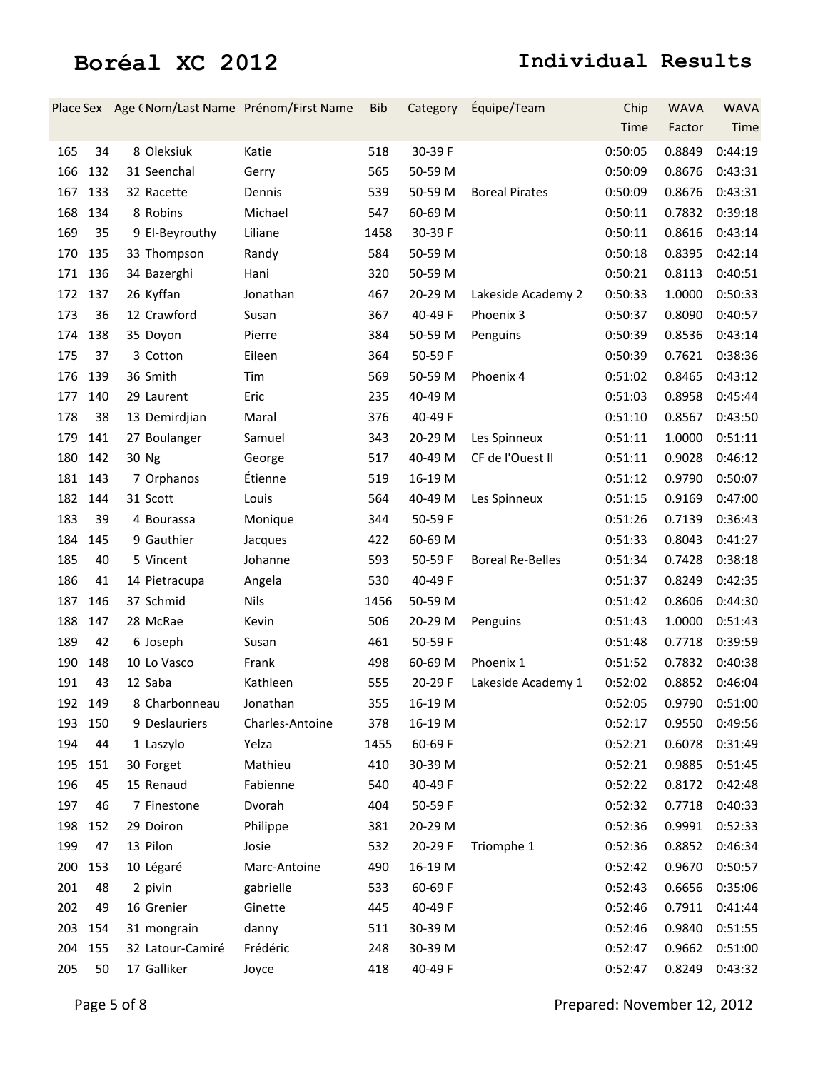# Boréal XC 2012

## Individual Results

| Place | Sex | Age ( | Nom/Last Name | Prénom/First Name | Bib | Category | Équipe/Team | Chip Time | WAVA Factor | WAVA Time |
|---|---|---|---|---|---|---|---|---|---|---|
| 165 | 34 | 8 | Oleksiuk | Katie | 518 | 30-39 F | | 0:50:05 | 0.8849 | 0:44:19 |
| 166 | 132 | 31 | Seenchal | Gerry | 565 | 50-59 M | | 0:50:09 | 0.8676 | 0:43:31 |
| 167 | 133 | 32 | Racette | Dennis | 539 | 50-59 M | Boreal Pirates | 0:50:09 | 0.8676 | 0:43:31 |
| 168 | 134 | 8 | Robins | Michael | 547 | 60-69 M | | 0:50:11 | 0.7832 | 0:39:18 |
| 169 | 35 | 9 | El-Beyrouthy | Liliane | 1458 | 30-39 F | | 0:50:11 | 0.8616 | 0:43:14 |
| 170 | 135 | 33 | Thompson | Randy | 584 | 50-59 M | | 0:50:18 | 0.8395 | 0:42:14 |
| 171 | 136 | 34 | Bazerghi | Hani | 320 | 50-59 M | | 0:50:21 | 0.8113 | 0:40:51 |
| 172 | 137 | 26 | Kyffan | Jonathan | 467 | 20-29 M | Lakeside Academy 2 | 0:50:33 | 1.0000 | 0:50:33 |
| 173 | 36 | 12 | Crawford | Susan | 367 | 40-49 F | Phoenix 3 | 0:50:37 | 0.8090 | 0:40:57 |
| 174 | 138 | 35 | Doyon | Pierre | 384 | 50-59 M | Penguins | 0:50:39 | 0.8536 | 0:43:14 |
| 175 | 37 | 3 | Cotton | Eileen | 364 | 50-59 F | | 0:50:39 | 0.7621 | 0:38:36 |
| 176 | 139 | 36 | Smith | Tim | 569 | 50-59 M | Phoenix 4 | 0:51:02 | 0.8465 | 0:43:12 |
| 177 | 140 | 29 | Laurent | Eric | 235 | 40-49 M | | 0:51:03 | 0.8958 | 0:45:44 |
| 178 | 38 | 13 | Demirdjian | Maral | 376 | 40-49 F | | 0:51:10 | 0.8567 | 0:43:50 |
| 179 | 141 | 27 | Boulanger | Samuel | 343 | 20-29 M | Les Spinneux | 0:51:11 | 1.0000 | 0:51:11 |
| 180 | 142 | 30 | Ng | George | 517 | 40-49 M | CF de l'Ouest II | 0:51:11 | 0.9028 | 0:46:12 |
| 181 | 143 | 7 | Orphanos | Étienne | 519 | 16-19 M | | 0:51:12 | 0.9790 | 0:50:07 |
| 182 | 144 | 31 | Scott | Louis | 564 | 40-49 M | Les Spinneux | 0:51:15 | 0.9169 | 0:47:00 |
| 183 | 39 | 4 | Bourassa | Monique | 344 | 50-59 F | | 0:51:26 | 0.7139 | 0:36:43 |
| 184 | 145 | 9 | Gauthier | Jacques | 422 | 60-69 M | | 0:51:33 | 0.8043 | 0:41:27 |
| 185 | 40 | 5 | Vincent | Johanne | 593 | 50-59 F | Boreal Re-Belles | 0:51:34 | 0.7428 | 0:38:18 |
| 186 | 41 | 14 | Pietracupa | Angela | 530 | 40-49 F | | 0:51:37 | 0.8249 | 0:42:35 |
| 187 | 146 | 37 | Schmid | Nils | 1456 | 50-59 M | | 0:51:42 | 0.8606 | 0:44:30 |
| 188 | 147 | 28 | McRae | Kevin | 506 | 20-29 M | Penguins | 0:51:43 | 1.0000 | 0:51:43 |
| 189 | 42 | 6 | Joseph | Susan | 461 | 50-59 F | | 0:51:48 | 0.7718 | 0:39:59 |
| 190 | 148 | 10 | Lo Vasco | Frank | 498 | 60-69 M | Phoenix 1 | 0:51:52 | 0.7832 | 0:40:38 |
| 191 | 43 | 12 | Saba | Kathleen | 555 | 20-29 F | Lakeside Academy 1 | 0:52:02 | 0.8852 | 0:46:04 |
| 192 | 149 | 8 | Charbonneau | Jonathan | 355 | 16-19 M | | 0:52:05 | 0.9790 | 0:51:00 |
| 193 | 150 | 9 | Deslauriers | Charles-Antoine | 378 | 16-19 M | | 0:52:17 | 0.9550 | 0:49:56 |
| 194 | 44 | 1 | Laszylo | Yelza | 1455 | 60-69 F | | 0:52:21 | 0.6078 | 0:31:49 |
| 195 | 151 | 30 | Forget | Mathieu | 410 | 30-39 M | | 0:52:21 | 0.9885 | 0:51:45 |
| 196 | 45 | 15 | Renaud | Fabienne | 540 | 40-49 F | | 0:52:22 | 0.8172 | 0:42:48 |
| 197 | 46 | 7 | Finestone | Dvorah | 404 | 50-59 F | | 0:52:32 | 0.7718 | 0:40:33 |
| 198 | 152 | 29 | Doiron | Philippe | 381 | 20-29 M | | 0:52:36 | 0.9991 | 0:52:33 |
| 199 | 47 | 13 | Pilon | Josie | 532 | 20-29 F | Triomphe 1 | 0:52:36 | 0.8852 | 0:46:34 |
| 200 | 153 | 10 | Légaré | Marc-Antoine | 490 | 16-19 M | | 0:52:42 | 0.9670 | 0:50:57 |
| 201 | 48 | 2 | pivin | gabrielle | 533 | 60-69 F | | 0:52:43 | 0.6656 | 0:35:06 |
| 202 | 49 | 16 | Grenier | Ginette | 445 | 40-49 F | | 0:52:46 | 0.7911 | 0:41:44 |
| 203 | 154 | 31 | mongrain | danny | 511 | 30-39 M | | 0:52:46 | 0.9840 | 0:51:55 |
| 204 | 155 | 32 | Latour-Camiré | Frédéric | 248 | 30-39 M | | 0:52:47 | 0.9662 | 0:51:00 |
| 205 | 50 | 17 | Galliker | Joyce | 418 | 40-49 F | | 0:52:47 | 0.8249 | 0:43:32 |

Prepared: November 12, 2012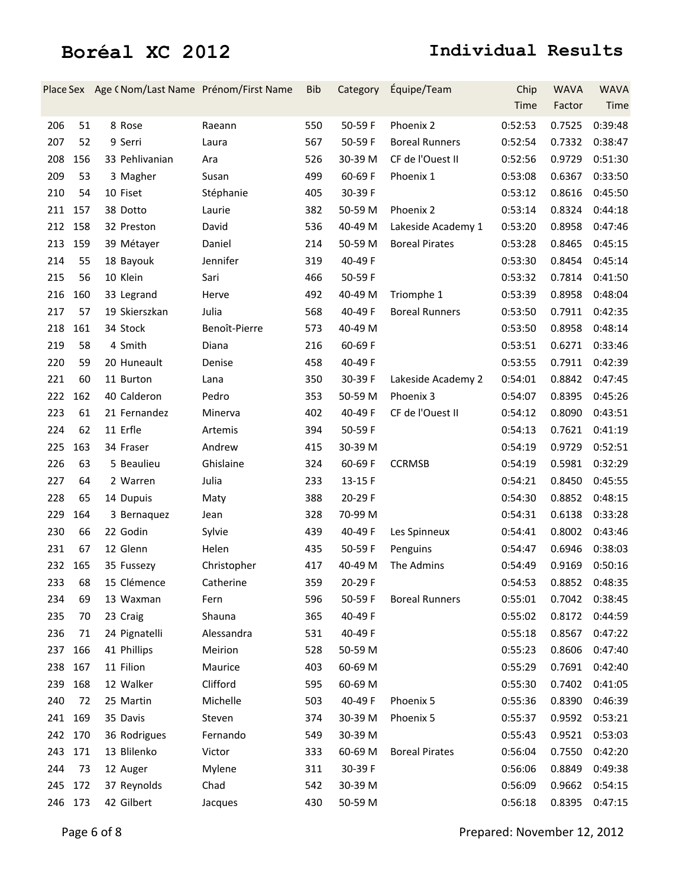# Boréal XC 2012

## Individual Results

| Place | Sex | Age ( | Nom/Last Name | Prénom/First Name | Bib | Category | Équipe/Team | Chip Time | WAVA Factor | WAVA Time |
|---|---|---|---|---|---|---|---|---|---|---|
| 206 | 51 | 8 | Rose | Raeann | 550 | 50-59 F | Phoenix 2 | 0:52:53 | 0.7525 | 0:39:48 |
| 207 | 52 | 9 | Serri | Laura | 567 | 50-59 F | Boreal Runners | 0:52:54 | 0.7332 | 0:38:47 |
| 208 | 156 | 33 | Pehlivanian | Ara | 526 | 30-39 M | CF de l'Ouest II | 0:52:56 | 0.9729 | 0:51:30 |
| 209 | 53 | 3 | Magher | Susan | 499 | 60-69 F | Phoenix 1 | 0:53:08 | 0.6367 | 0:33:50 |
| 210 | 54 | 10 | Fiset | Stéphanie | 405 | 30-39 F | | 0:53:12 | 0.8616 | 0:45:50 |
| 211 | 157 | 38 | Dotto | Laurie | 382 | 50-59 M | Phoenix 2 | 0:53:14 | 0.8324 | 0:44:18 |
| 212 | 158 | 32 | Preston | David | 536 | 40-49 M | Lakeside Academy 1 | 0:53:20 | 0.8958 | 0:47:46 |
| 213 | 159 | 39 | Métayer | Daniel | 214 | 50-59 M | Boreal Pirates | 0:53:28 | 0.8465 | 0:45:15 |
| 214 | 55 | 18 | Bayouk | Jennifer | 319 | 40-49 F | | 0:53:30 | 0.8454 | 0:45:14 |
| 215 | 56 | 10 | Klein | Sari | 466 | 50-59 F | | 0:53:32 | 0.7814 | 0:41:50 |
| 216 | 160 | 33 | Legrand | Herve | 492 | 40-49 M | Triomphe 1 | 0:53:39 | 0.8958 | 0:48:04 |
| 217 | 57 | 19 | Skierszkan | Julia | 568 | 40-49 F | Boreal Runners | 0:53:50 | 0.7911 | 0:42:35 |
| 218 | 161 | 34 | Stock | Benoît-Pierre | 573 | 40-49 M | | 0:53:50 | 0.8958 | 0:48:14 |
| 219 | 58 | 4 | Smith | Diana | 216 | 60-69 F | | 0:53:51 | 0.6271 | 0:33:46 |
| 220 | 59 | 20 | Huneault | Denise | 458 | 40-49 F | | 0:53:55 | 0.7911 | 0:42:39 |
| 221 | 60 | 11 | Burton | Lana | 350 | 30-39 F | Lakeside Academy 2 | 0:54:01 | 0.8842 | 0:47:45 |
| 222 | 162 | 40 | Calderon | Pedro | 353 | 50-59 M | Phoenix 3 | 0:54:07 | 0.8395 | 0:45:26 |
| 223 | 61 | 21 | Fernandez | Minerva | 402 | 40-49 F | CF de l'Ouest II | 0:54:12 | 0.8090 | 0:43:51 |
| 224 | 62 | 11 | Erfle | Artemis | 394 | 50-59 F | | 0:54:13 | 0.7621 | 0:41:19 |
| 225 | 163 | 34 | Fraser | Andrew | 415 | 30-39 M | | 0:54:19 | 0.9729 | 0:52:51 |
| 226 | 63 | 5 | Beaulieu | Ghislaine | 324 | 60-69 F | CCRMSB | 0:54:19 | 0.5981 | 0:32:29 |
| 227 | 64 | 2 | Warren | Julia | 233 | 13-15 F | | 0:54:21 | 0.8450 | 0:45:55 |
| 228 | 65 | 14 | Dupuis | Maty | 388 | 20-29 F | | 0:54:30 | 0.8852 | 0:48:15 |
| 229 | 164 | 3 | Bernaquez | Jean | 328 | 70-99 M | | 0:54:31 | 0.6138 | 0:33:28 |
| 230 | 66 | 22 | Godin | Sylvie | 439 | 40-49 F | Les Spinneux | 0:54:41 | 0.8002 | 0:43:46 |
| 231 | 67 | 12 | Glenn | Helen | 435 | 50-59 F | Penguins | 0:54:47 | 0.6946 | 0:38:03 |
| 232 | 165 | 35 | Fussezy | Christopher | 417 | 40-49 M | The Admins | 0:54:49 | 0.9169 | 0:50:16 |
| 233 | 68 | 15 | Clémence | Catherine | 359 | 20-29 F | | 0:54:53 | 0.8852 | 0:48:35 |
| 234 | 69 | 13 | Waxman | Fern | 596 | 50-59 F | Boreal Runners | 0:55:01 | 0.7042 | 0:38:45 |
| 235 | 70 | 23 | Craig | Shauna | 365 | 40-49 F | | 0:55:02 | 0.8172 | 0:44:59 |
| 236 | 71 | 24 | Pignatelli | Alessandra | 531 | 40-49 F | | 0:55:18 | 0.8567 | 0:47:22 |
| 237 | 166 | 41 | Phillips | Meirion | 528 | 50-59 M | | 0:55:23 | 0.8606 | 0:47:40 |
| 238 | 167 | 11 | Filion | Maurice | 403 | 60-69 M | | 0:55:29 | 0.7691 | 0:42:40 |
| 239 | 168 | 12 | Walker | Clifford | 595 | 60-69 M | | 0:55:30 | 0.7402 | 0:41:05 |
| 240 | 72 | 25 | Martin | Michelle | 503 | 40-49 F | Phoenix 5 | 0:55:36 | 0.8390 | 0:46:39 |
| 241 | 169 | 35 | Davis | Steven | 374 | 30-39 M | Phoenix 5 | 0:55:37 | 0.9592 | 0:53:21 |
| 242 | 170 | 36 | Rodrigues | Fernando | 549 | 30-39 M | | 0:55:43 | 0.9521 | 0:53:03 |
| 243 | 171 | 13 | Blilenko | Victor | 333 | 60-69 M | Boreal Pirates | 0:56:04 | 0.7550 | 0:42:20 |
| 244 | 73 | 12 | Auger | Mylene | 311 | 30-39 F | | 0:56:06 | 0.8849 | 0:49:38 |
| 245 | 172 | 37 | Reynolds | Chad | 542 | 30-39 M | | 0:56:09 | 0.9662 | 0:54:15 |
| 246 | 173 | 42 | Gilbert | Jacques | 430 | 50-59 M | | 0:56:18 | 0.8395 | 0:47:15 |

Prepared: November 12, 2012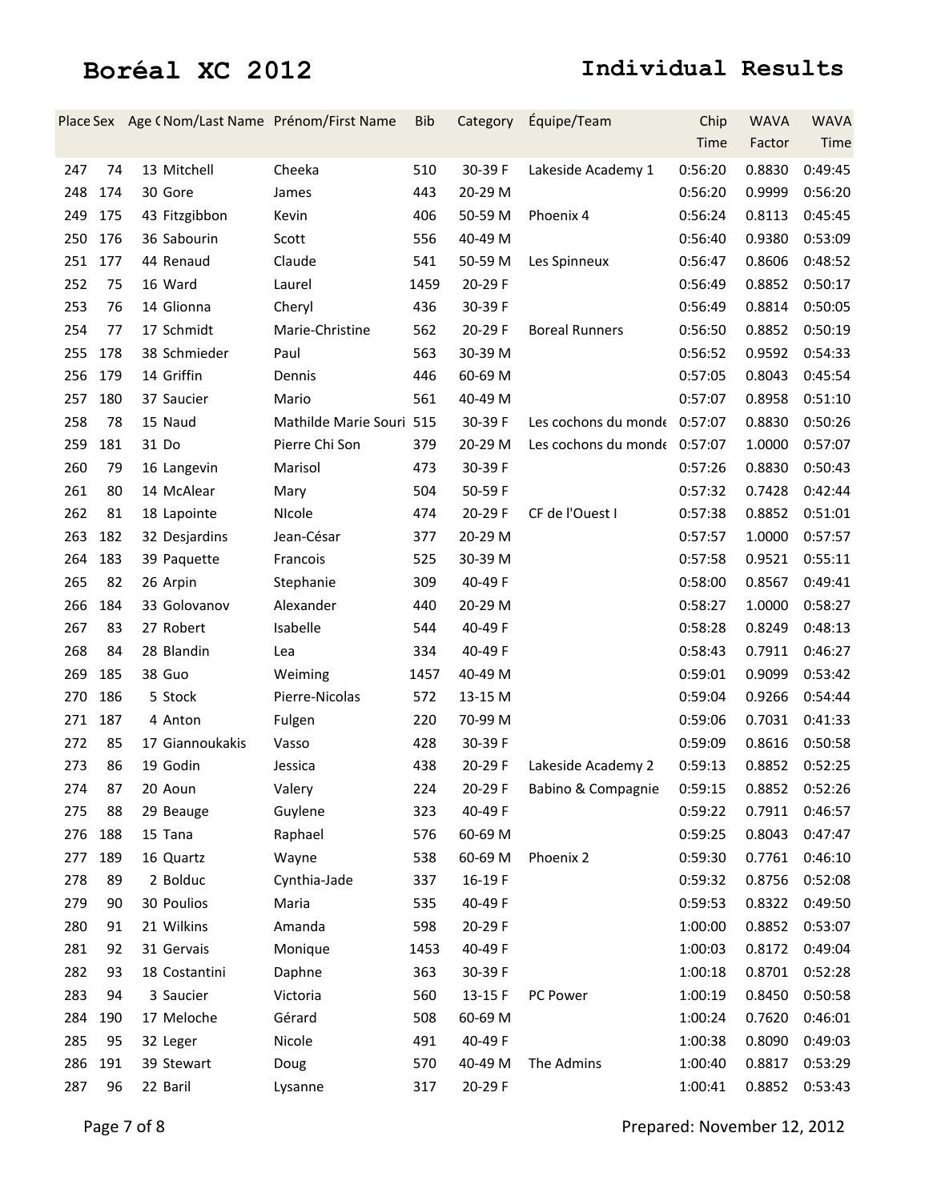# Boréal XC 2012

## Individual Results

| Place | Sex | Age C | Nom/Last Name | Prénom/First Name | Bib | Category | Équipe/Team | Chip Time | WAVA Factor | WAVA Time |
|---|---|---|---|---|---|---|---|---|---|---|
| 247 | 74 | 13 | Mitchell | Cheeka | 510 | 30-39 F | Lakeside Academy 1 | 0:56:20 | 0.8830 | 0:49:45 |
| 248 | 174 | 30 | Gore | James | 443 | 20-29 M | | 0:56:20 | 0.9999 | 0:56:20 |
| 249 | 175 | 43 | Fitzgibbon | Kevin | 406 | 50-59 M | Phoenix 4 | 0:56:24 | 0.8113 | 0:45:45 |
| 250 | 176 | 36 | Sabourin | Scott | 556 | 40-49 M | | 0:56:40 | 0.9380 | 0:53:09 |
| 251 | 177 | 44 | Renaud | Claude | 541 | 50-59 M | Les Spinneux | 0:56:47 | 0.8606 | 0:48:52 |
| 252 | 75 | 16 | Ward | Laurel | 1459 | 20-29 F | | 0:56:49 | 0.8852 | 0:50:17 |
| 253 | 76 | 14 | Glionna | Cheryl | 436 | 30-39 F | | 0:56:49 | 0.8814 | 0:50:05 |
| 254 | 77 | 17 | Schmidt | Marie-Christine | 562 | 20-29 F | Boreal Runners | 0:56:50 | 0.8852 | 0:50:19 |
| 255 | 178 | 38 | Schmieder | Paul | 563 | 30-39 M | | 0:56:52 | 0.9592 | 0:54:33 |
| 256 | 179 | 14 | Griffin | Dennis | 446 | 60-69 M | | 0:57:05 | 0.8043 | 0:45:54 |
| 257 | 180 | 37 | Saucier | Mario | 561 | 40-49 M | | 0:57:07 | 0.8958 | 0:51:10 |
| 258 | 78 | 15 | Naud | Mathilde Marie Souri | 515 | 30-39 F | Les cochons du monde | 0:57:07 | 0.8830 | 0:50:26 |
| 259 | 181 | 31 | Do | Pierre Chi Son | 379 | 20-29 M | Les cochons du monde | 0:57:07 | 1.0000 | 0:57:07 |
| 260 | 79 | 16 | Langevin | Marisol | 473 | 30-39 F | | 0:57:26 | 0.8830 | 0:50:43 |
| 261 | 80 | 14 | McAlear | Mary | 504 | 50-59 F | | 0:57:32 | 0.7428 | 0:42:44 |
| 262 | 81 | 18 | Lapointe | NIcole | 474 | 20-29 F | CF de l'Ouest I | 0:57:38 | 0.8852 | 0:51:01 |
| 263 | 182 | 32 | Desjardins | Jean-César | 377 | 20-29 M | | 0:57:57 | 1.0000 | 0:57:57 |
| 264 | 183 | 39 | Paquette | Francois | 525 | 30-39 M | | 0:57:58 | 0.9521 | 0:55:11 |
| 265 | 82 | 26 | Arpin | Stephanie | 309 | 40-49 F | | 0:58:00 | 0.8567 | 0:49:41 |
| 266 | 184 | 33 | Golovanov | Alexander | 440 | 20-29 M | | 0:58:27 | 1.0000 | 0:58:27 |
| 267 | 83 | 27 | Robert | Isabelle | 544 | 40-49 F | | 0:58:28 | 0.8249 | 0:48:13 |
| 268 | 84 | 28 | Blandin | Lea | 334 | 40-49 F | | 0:58:43 | 0.7911 | 0:46:27 |
| 269 | 185 | 38 | Guo | Weiming | 1457 | 40-49 M | | 0:59:01 | 0.9099 | 0:53:42 |
| 270 | 186 | 5 | Stock | Pierre-Nicolas | 572 | 13-15 M | | 0:59:04 | 0.9266 | 0:54:44 |
| 271 | 187 | 4 | Anton | Fulgen | 220 | 70-99 M | | 0:59:06 | 0.7031 | 0:41:33 |
| 272 | 85 | 17 | Giannoukakis | Vasso | 428 | 30-39 F | | 0:59:09 | 0.8616 | 0:50:58 |
| 273 | 86 | 19 | Godin | Jessica | 438 | 20-29 F | Lakeside Academy 2 | 0:59:13 | 0.8852 | 0:52:25 |
| 274 | 87 | 20 | Aoun | Valery | 224 | 20-29 F | Babino & Compagnie | 0:59:15 | 0.8852 | 0:52:26 |
| 275 | 88 | 29 | Beauge | Guylene | 323 | 40-49 F | | 0:59:22 | 0.7911 | 0:46:57 |
| 276 | 188 | 15 | Tana | Raphael | 576 | 60-69 M | | 0:59:25 | 0.8043 | 0:47:47 |
| 277 | 189 | 16 | Quartz | Wayne | 538 | 60-69 M | Phoenix 2 | 0:59:30 | 0.7761 | 0:46:10 |
| 278 | 89 | 2 | Bolduc | Cynthia-Jade | 337 | 16-19 F | | 0:59:32 | 0.8756 | 0:52:08 |
| 279 | 90 | 30 | Poulios | Maria | 535 | 40-49 F | | 0:59:53 | 0.8322 | 0:49:50 |
| 280 | 91 | 21 | Wilkins | Amanda | 598 | 20-29 F | | 1:00:00 | 0.8852 | 0:53:07 |
| 281 | 92 | 31 | Gervais | Monique | 1453 | 40-49 F | | 1:00:03 | 0.8172 | 0:49:04 |
| 282 | 93 | 18 | Costantini | Daphne | 363 | 30-39 F | | 1:00:18 | 0.8701 | 0:52:28 |
| 283 | 94 | 3 | Saucier | Victoria | 560 | 13-15 F | PC Power | 1:00:19 | 0.8450 | 0:50:58 |
| 284 | 190 | 17 | Meloche | Gérard | 508 | 60-69 M | | 1:00:24 | 0.7620 | 0:46:01 |
| 285 | 95 | 32 | Leger | Nicole | 491 | 40-49 F | | 1:00:38 | 0.8090 | 0:49:03 |
| 286 | 191 | 39 | Stewart | Doug | 570 | 40-49 M | The Admins | 1:00:40 | 0.8817 | 0:53:29 |
| 287 | 96 | 22 | Baril | Lysanne | 317 | 20-29 F | | 1:00:41 | 0.8852 | 0:53:43 |

Prepared: November 12, 2012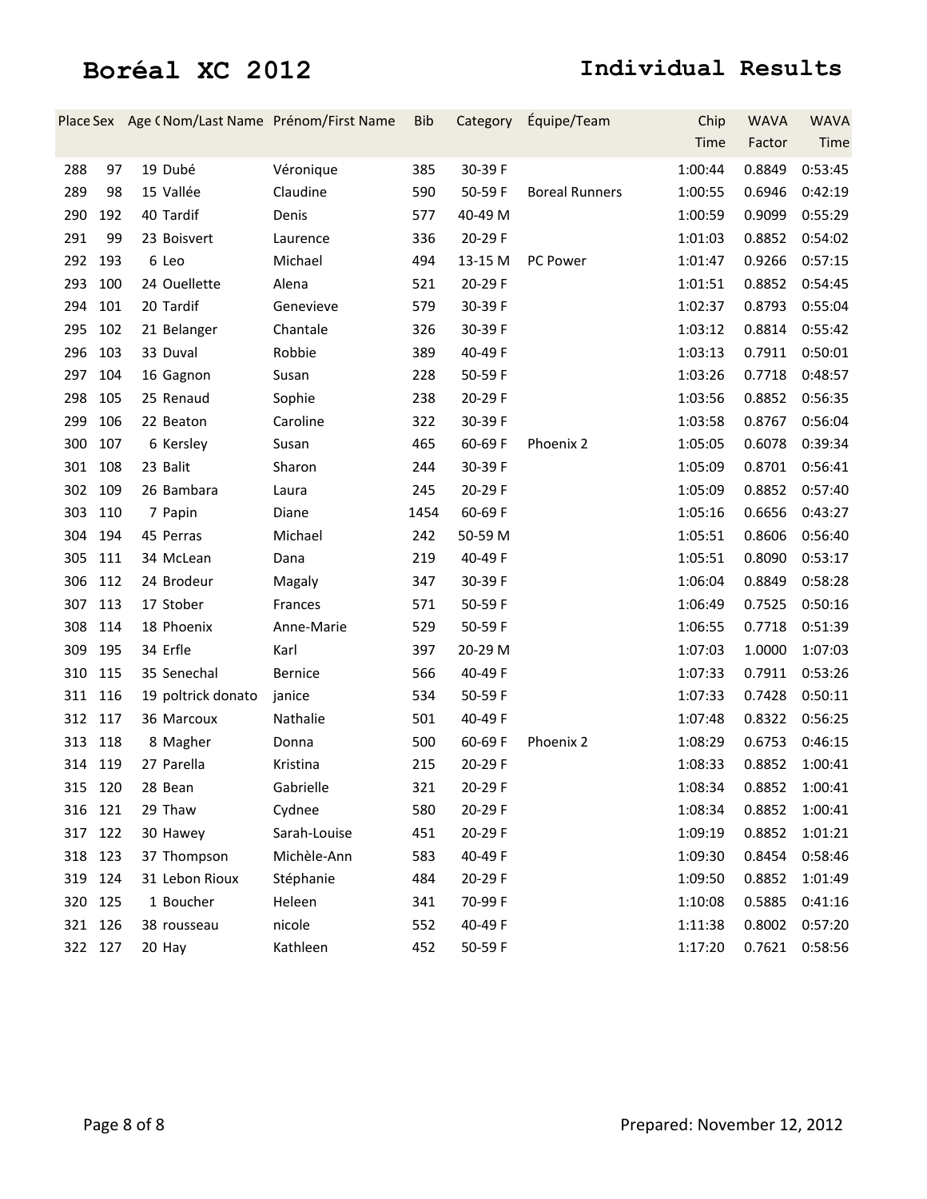# Boréal XC 2012

## Individual Results

| Place | Sex | Age ( | Nom/Last Name | Prénom/First Name | Bib | Category | Équipe/Team | Chip Time | WAVA Factor | WAVA Time |
|---|---|---|---|---|---|---|---|---|---|---|
| 288 | 97 | 19 | Dubé | Véronique | 385 | 30-39 F | | 1:00:44 | 0.8849 | 0:53:45 |
| 289 | 98 | 15 | Vallée | Claudine | 590 | 50-59 F | Boreal Runners | 1:00:55 | 0.6946 | 0:42:19 |
| 290 | 192 | 40 | Tardif | Denis | 577 | 40-49 M | | 1:00:59 | 0.9099 | 0:55:29 |
| 291 | 99 | 23 | Boisvert | Laurence | 336 | 20-29 F | | 1:01:03 | 0.8852 | 0:54:02 |
| 292 | 193 | 6 | Leo | Michael | 494 | 13-15 M | PC Power | 1:01:47 | 0.9266 | 0:57:15 |
| 293 | 100 | 24 | Ouellette | Alena | 521 | 20-29 F | | 1:01:51 | 0.8852 | 0:54:45 |
| 294 | 101 | 20 | Tardif | Genevieve | 579 | 30-39 F | | 1:02:37 | 0.8793 | 0:55:04 |
| 295 | 102 | 21 | Belanger | Chantale | 326 | 30-39 F | | 1:03:12 | 0.8814 | 0:55:42 |
| 296 | 103 | 33 | Duval | Robbie | 389 | 40-49 F | | 1:03:13 | 0.7911 | 0:50:01 |
| 297 | 104 | 16 | Gagnon | Susan | 228 | 50-59 F | | 1:03:26 | 0.7718 | 0:48:57 |
| 298 | 105 | 25 | Renaud | Sophie | 238 | 20-29 F | | 1:03:56 | 0.8852 | 0:56:35 |
| 299 | 106 | 22 | Beaton | Caroline | 322 | 30-39 F | | 1:03:58 | 0.8767 | 0:56:04 |
| 300 | 107 | 6 | Kersley | Susan | 465 | 60-69 F | Phoenix 2 | 1:05:05 | 0.6078 | 0:39:34 |
| 301 | 108 | 23 | Balit | Sharon | 244 | 30-39 F | | 1:05:09 | 0.8701 | 0:56:41 |
| 302 | 109 | 26 | Bambara | Laura | 245 | 20-29 F | | 1:05:09 | 0.8852 | 0:57:40 |
| 303 | 110 | 7 | Papin | Diane | 1454 | 60-69 F | | 1:05:16 | 0.6656 | 0:43:27 |
| 304 | 194 | 45 | Perras | Michael | 242 | 50-59 M | | 1:05:51 | 0.8606 | 0:56:40 |
| 305 | 111 | 34 | McLean | Dana | 219 | 40-49 F | | 1:05:51 | 0.8090 | 0:53:17 |
| 306 | 112 | 24 | Brodeur | Magaly | 347 | 30-39 F | | 1:06:04 | 0.8849 | 0:58:28 |
| 307 | 113 | 17 | Stober | Frances | 571 | 50-59 F | | 1:06:49 | 0.7525 | 0:50:16 |
| 308 | 114 | 18 | Phoenix | Anne-Marie | 529 | 50-59 F | | 1:06:55 | 0.7718 | 0:51:39 |
| 309 | 195 | 34 | Erfle | Karl | 397 | 20-29 M | | 1:07:03 | 1.0000 | 1:07:03 |
| 310 | 115 | 35 | Senechal | Bernice | 566 | 40-49 F | | 1:07:33 | 0.7911 | 0:53:26 |
| 311 | 116 | 19 | poltrick donato | janice | 534 | 50-59 F | | 1:07:33 | 0.7428 | 0:50:11 |
| 312 | 117 | 36 | Marcoux | Nathalie | 501 | 40-49 F | | 1:07:48 | 0.8322 | 0:56:25 |
| 313 | 118 | 8 | Magher | Donna | 500 | 60-69 F | Phoenix 2 | 1:08:29 | 0.6753 | 0:46:15 |
| 314 | 119 | 27 | Parella | Kristina | 215 | 20-29 F | | 1:08:33 | 0.8852 | 1:00:41 |
| 315 | 120 | 28 | Bean | Gabrielle | 321 | 20-29 F | | 1:08:34 | 0.8852 | 1:00:41 |
| 316 | 121 | 29 | Thaw | Cydnee | 580 | 20-29 F | | 1:08:34 | 0.8852 | 1:00:41 |
| 317 | 122 | 30 | Hawey | Sarah-Louise | 451 | 20-29 F | | 1:09:19 | 0.8852 | 1:01:21 |
| 318 | 123 | 37 | Thompson | Michèle-Ann | 583 | 40-49 F | | 1:09:30 | 0.8454 | 0:58:46 |
| 319 | 124 | 31 | Lebon Rioux | Stéphanie | 484 | 20-29 F | | 1:09:50 | 0.8852 | 1:01:49 |
| 320 | 125 | 1 | Boucher | Heleen | 341 | 70-99 F | | 1:10:08 | 0.5885 | 0:41:16 |
| 321 | 126 | 38 | rousseau | nicole | 552 | 40-49 F | | 1:11:38 | 0.8002 | 0:57:20 |
| 322 | 127 | 20 | Hay | Kathleen | 452 | 50-59 F | | 1:17:20 | 0.7621 | 0:58:56 |

Prepared: November 12, 2012